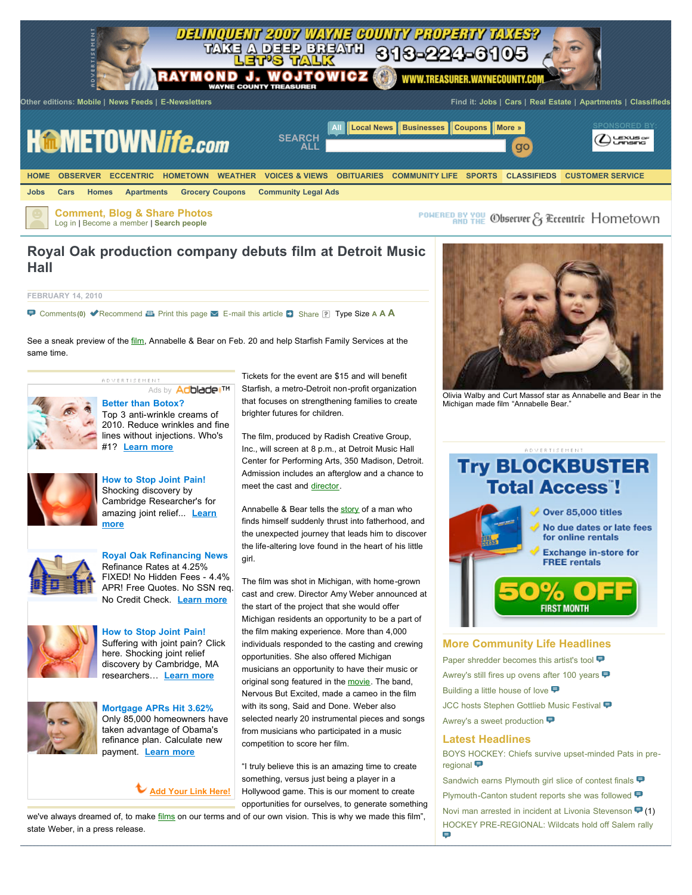# Royal Oak production company debuts film at Detroit Music Hall

FEBRUARY 14, 2010

See a sneak preview of the film, Annabelle & Bear on Feb. 20 and help Starfish Family Services at the same time.

Tickets for the event are $15 and will benefit Starfish, a metro-Detroit non-profit organization that focuses on strengthening families to create brighter futures for children.

The film, produced by Radish Creative Group, Inc., will screen at 8 p.m., at Detroit Music Hall Center for Performing Arts, 350 Madison, Detroit. Admission includes an afterglow and a chance to meet the cast and director.

Annabelle & Bear tells the story of a man who finds himself suddenly thrust into fatherhood, and the unexpected journey that leads him to discover the life-altering love found in the heart of his little girl.

The film was shot in Michigan, with home-grown cast and crew. Director Amy Weber announced at the start of the project that she would offer Michigan residents an opportunity to be a part of the film making experience. More than 4,000 individuals responded to the casting and crewing opportunities. She also offered Michigan musicians an opportunity to have their music or original song featured in the movie. The band, Nervous But Excited, made a cameo in the film with its song, Said and Done. Weber also selected nearly 20 instrumental pieces and songs from musicians who participated in a music competition to score her film.

"I truly believe this is an amazing time to create something, versus just being a player in a Hollywood game. This is our moment to create opportunities for ourselves, to generate something we've always dreamed of, to make films on our terms and of our own vision. This is why we made this film", state Weber, in a press release.

Olivia Walby and Curt Massof star as Annabelle and Bear in the Michigan made film "Annabelle Bear."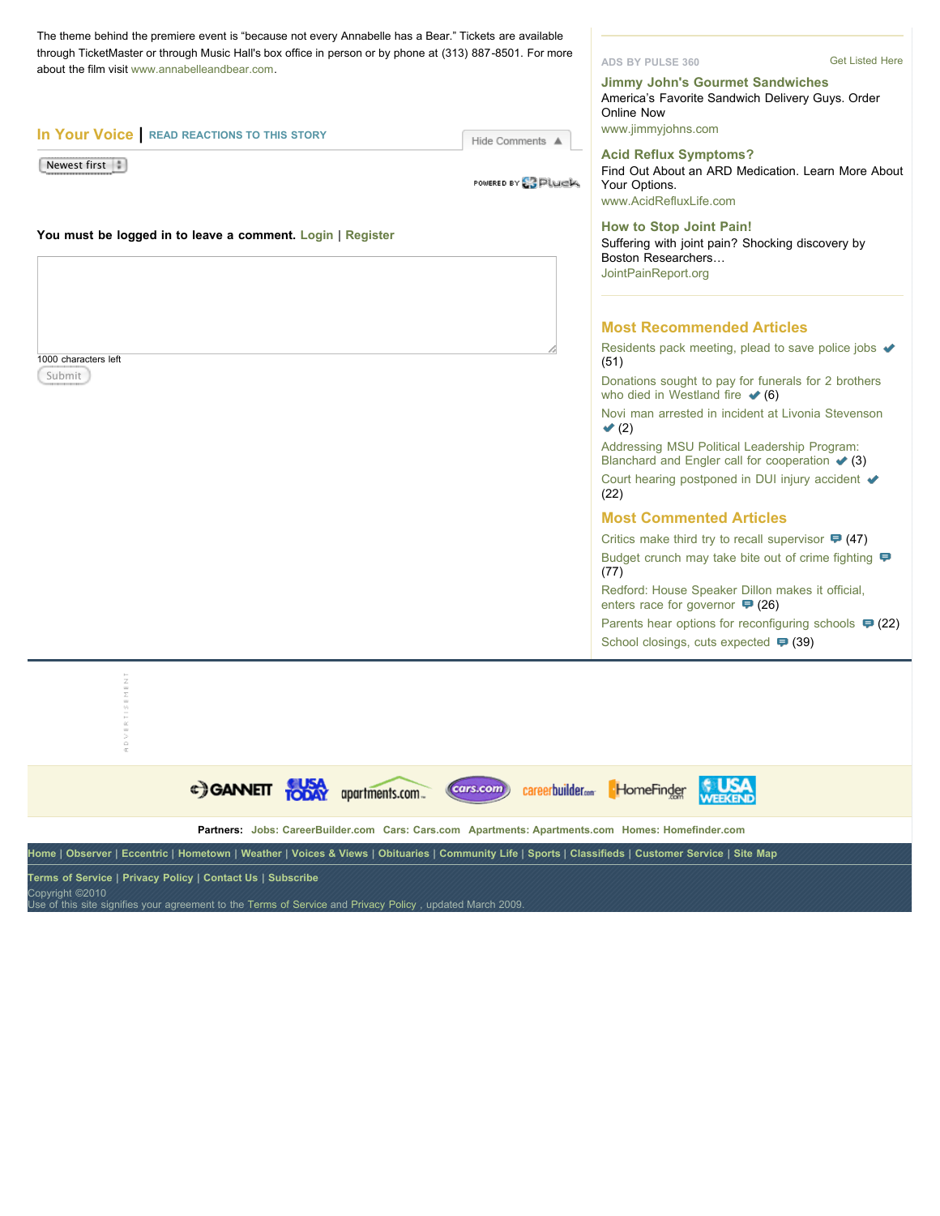The theme behind the premiere event is "because not every Annabelle has a Bear." Tickets are available through TicketMaster or through Music Hall's box office in person or by phone at (313) 887-8501. For more about the film visit www.annabelleandbear.com.

## In Your Voice | READ REACTIONS TO THIS STORY

Hide Comments

Newest first

POWERED BY Pluck

**You must be logged in to leave a comment.** Login | Register

1000 characters left

Submit

ADS BY PULSE 360 Get Listed Here

### Jimmy John's Gourmet Sandwiches

America's Favorite Sandwich Delivery Guys. Order Online Now

www.jimmyjohns.com

### Acid Reflux Symptoms?

Find Out About an ARD Medication. Learn More About Your Options.

www.AcidRefluxLife.com

### How to Stop Joint Pain!

Suffering with joint pain? Shocking discovery by Boston Researchers…

JointPainReport.org

## Most Recommended Articles

- Residents pack meeting, plead to save police jobs (51)
- Donations sought to pay for funerals for 2 brothers who died in Westland fire (6)
- Novi man arrested in incident at Livonia Stevenson (2)
- Addressing MSU Political Leadership Program: Blanchard and Engler call for cooperation (3)
- Court hearing postponed in DUI injury accident (22)

## Most Commented Articles

- Critics make third try to recall supervisor (47)
- Budget crunch may take bite out of crime fighting (77)
- Redford: House Speaker Dillon makes it official, enters race for governor (26)
- Parents hear options for reconfiguring schools (22)
- School closings, cuts expected (39)

ADVERTISEMENT

**Partners:** Jobs: CareerBuilder.com Cars: Cars.com Apartments: Apartments.com Homes: Homefinder.com

Home | Observer | Eccentric | Hometown | Weather | Voices & Views | Obituaries | Community Life | Sports | Classifieds | Customer Service | Site Map

Terms of Service | Privacy Policy | Contact Us | Subscribe

Copyright ©2010

Use of this site signifies your agreement to the Terms of Service and Privacy Policy , updated March 2009.